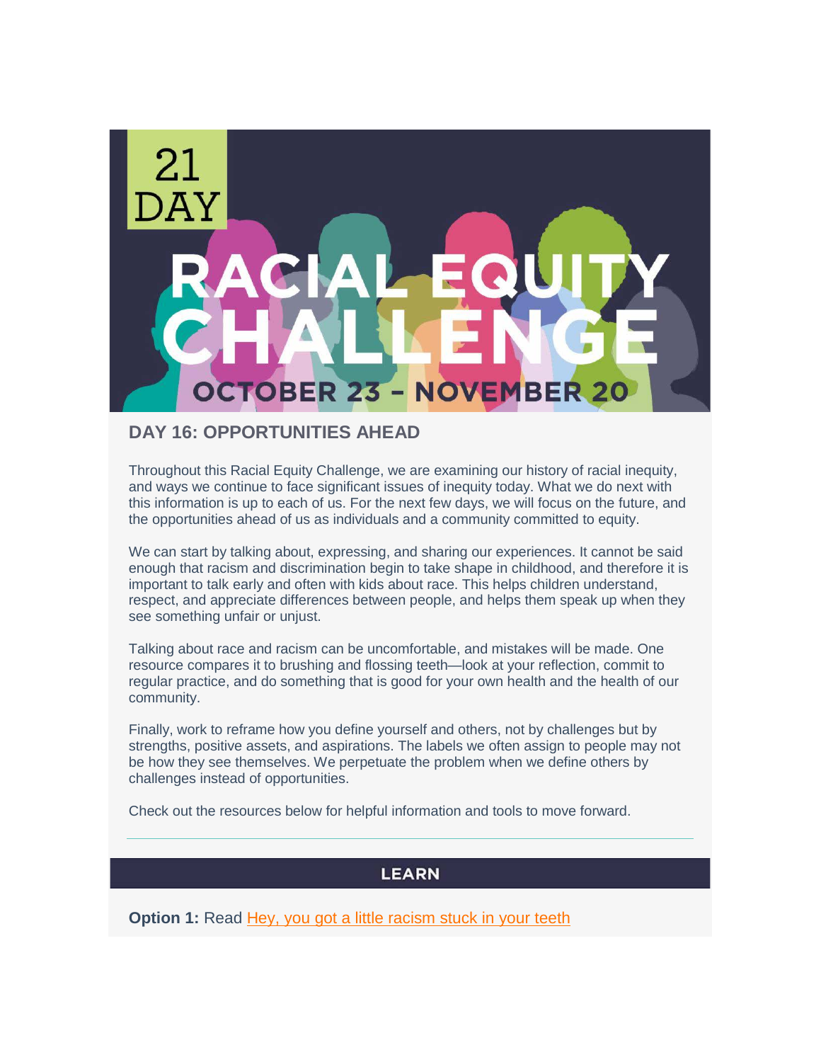# 21 DAY RACIAL EQUITY CHALLENGE

**OCTOBER 23 – NOVEMBER 20**

## DAY 16: OPPORTUNITIES AHEAD

Throughout this Racial Equity Challenge, we are examining our history of racial inequity, and ways we continue to face significant issues of inequity today. What we do next with this information is up to each of us. For the next few days, we will focus on the future, and the opportunities ahead of us as individuals and a community committed to equity.

We can start by talking about, expressing, and sharing our experiences. It cannot be said enough that racism and discrimination begin to take shape in childhood, and therefore it is important to talk early and often with kids about race. This helps children understand, respect, and appreciate differences between people, and helps them speak up when they see something unfair or unjust.

Talking about race and racism can be uncomfortable, and mistakes will be made. One resource compares it to brushing and flossing teeth—look at your reflection, commit to regular practice, and do something that is good for your own health and the health of our community.

Finally, work to reframe how you define yourself and others, not by challenges but by strengths, positive assets, and aspirations. The labels we often assign to people may not be how they see themselves. We perpetuate the problem when we define others by challenges instead of opportunities.

Check out the resources below for helpful information and tools to move forward.

---

## LEARN

**Option 1:** Read Hey, you got a little racism stuck in your teeth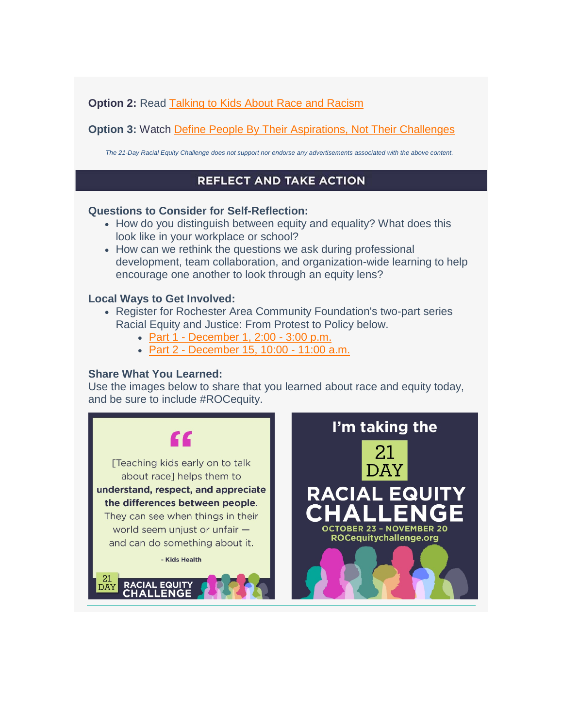**Option 2:** Read Talking to Kids About Race and Racism

**Option 3:** Watch Define People By Their Aspirations, Not Their Challenges

*The 21-Day Racial Equity Challenge does not support nor endorse any advertisements associated with the above content.*

## REFLECT AND TAKE ACTION

**Questions to Consider for Self-Reflection:**

- How do you distinguish between equity and equality? What does this look like in your workplace or school?
- How can we rethink the questions we ask during professional development, team collaboration, and organization-wide learning to help encourage one another to look through an equity lens?

**Local Ways to Get Involved:**

- Register for Rochester Area Community Foundation's two-part series Racial Equity and Justice: From Protest to Policy below.
  - Part 1 - December 1, 2:00 - 3:00 p.m.
  - Part 2 - December 15, 10:00 - 11:00 a.m.

**Share What You Learned:**

Use the images below to share that you learned about race and equity today, and be sure to include #ROCequity.

"[Teaching kids early on to talk about race] helps them to **understand, respect, and appreciate the differences between people.** They can see when things in their world seem unjust or unfair — and can do something about it."

- Kids Health

21 DAY RACIAL EQUITY CHALLENGE

I'm taking the 21 DAY RACIAL EQUITY CHALLENGE

OCTOBER 23 – NOVEMBER 20

ROCequitychallenge.org